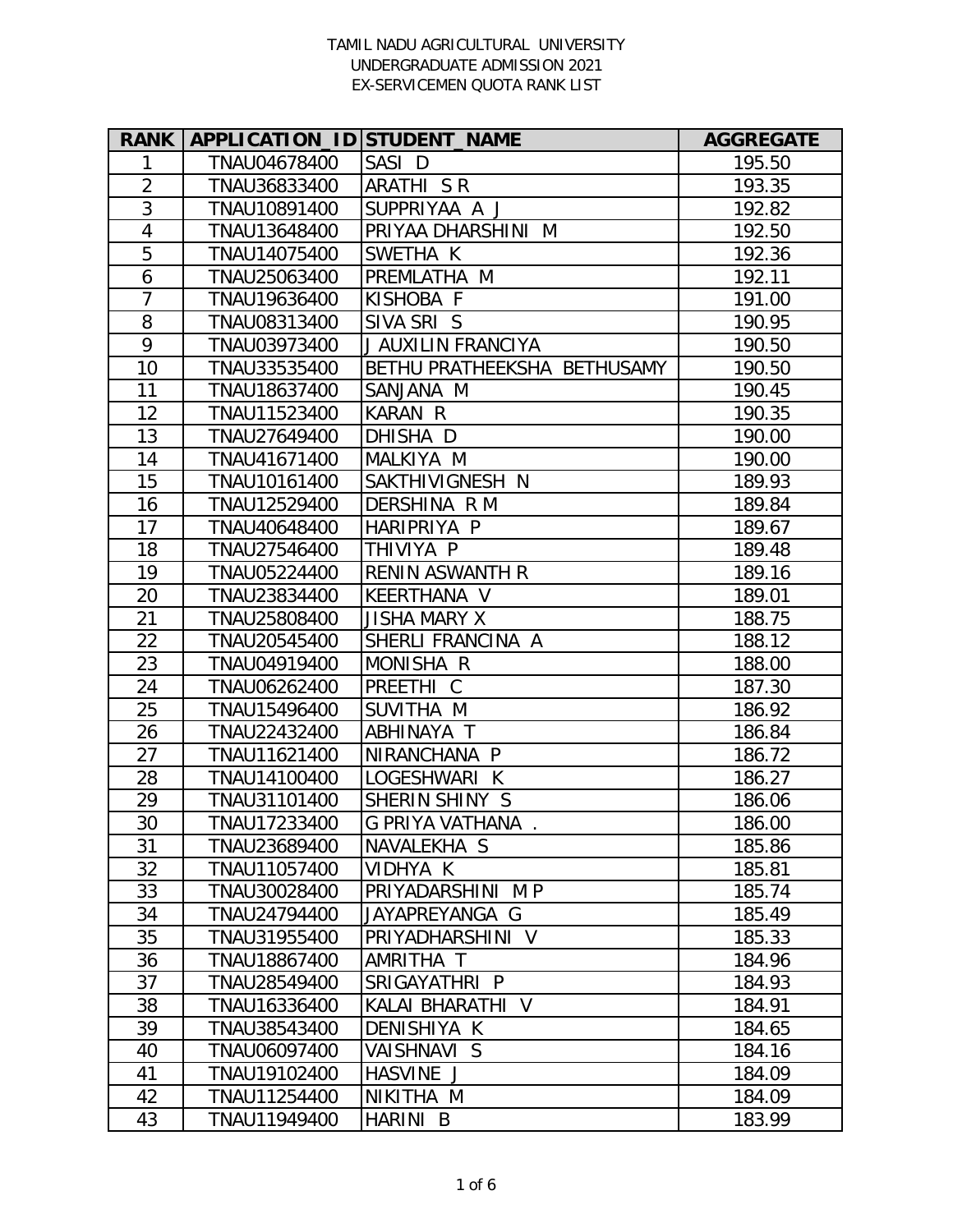# TAMIL NADU AGRICULTURAL UNIVERSITY
## UNDERGRADUATE ADMISSION 2021
## EX-SERVICEMEN QUOTA RANK LIST

| RANK | APPLICATION_ID | STUDENT_NAME | AGGREGATE |
|---|---|---|---|
| 1 | TNAU04678400 | SASI D | 195.50 |
| 2 | TNAU36833400 | ARATHI S R | 193.35 |
| 3 | TNAU10891400 | SUPPRIYAA A J | 192.82 |
| 4 | TNAU13648400 | PRIYAA DHARSHINI M | 192.50 |
| 5 | TNAU14075400 | SWETHA K | 192.36 |
| 6 | TNAU25063400 | PREMLATHA M | 192.11 |
| 7 | TNAU19636400 | KISHOBA F | 191.00 |
| 8 | TNAU08313400 | SIVA SRI S | 190.95 |
| 9 | TNAU03973400 | J AUXILIN FRANCIYA | 190.50 |
| 10 | TNAU33535400 | BETHU PRATHEEKSHA BETHUSAMY | 190.50 |
| 11 | TNAU18637400 | SANJANA M | 190.45 |
| 12 | TNAU11523400 | KARAN R | 190.35 |
| 13 | TNAU27649400 | DHISHA D | 190.00 |
| 14 | TNAU41671400 | MALKIYA M | 190.00 |
| 15 | TNAU10161400 | SAKTHIVIGNESH N | 189.93 |
| 16 | TNAU12529400 | DERSHINA R M | 189.84 |
| 17 | TNAU40648400 | HARIPRIYA P | 189.67 |
| 18 | TNAU27546400 | THIVIYA P | 189.48 |
| 19 | TNAU05224400 | RENIN ASWANTH R | 189.16 |
| 20 | TNAU23834400 | KEERTHANA V | 189.01 |
| 21 | TNAU25808400 | JISHA MARY X | 188.75 |
| 22 | TNAU20545400 | SHERLI FRANCINA A | 188.12 |
| 23 | TNAU04919400 | MONISHA R | 188.00 |
| 24 | TNAU06262400 | PREETHI C | 187.30 |
| 25 | TNAU15496400 | SUVITHA M | 186.92 |
| 26 | TNAU22432400 | ABHINAYA T | 186.84 |
| 27 | TNAU11621400 | NIRANCHANA P | 186.72 |
| 28 | TNAU14100400 | LOGESHWARI K | 186.27 |
| 29 | TNAU31101400 | SHERIN SHINY S | 186.06 |
| 30 | TNAU17233400 | G PRIYA VATHANA . | 186.00 |
| 31 | TNAU23689400 | NAVALEKHA S | 185.86 |
| 32 | TNAU11057400 | VIDHYA K | 185.81 |
| 33 | TNAU30028400 | PRIYADARSHINI M P | 185.74 |
| 34 | TNAU24794400 | JAYAPREYANGA G | 185.49 |
| 35 | TNAU31955400 | PRIYADHARSHINI V | 185.33 |
| 36 | TNAU18867400 | AMRITHA T | 184.96 |
| 37 | TNAU28549400 | SRIGAYATHRI P | 184.93 |
| 38 | TNAU16336400 | KALAI BHARATHI V | 184.91 |
| 39 | TNAU38543400 | DENISHIYA K | 184.65 |
| 40 | TNAU06097400 | VAISHNAVI S | 184.16 |
| 41 | TNAU19102400 | HASVINE J | 184.09 |
| 42 | TNAU11254400 | NIKITHA M | 184.09 |
| 43 | TNAU11949400 | HARINI B | 183.99 |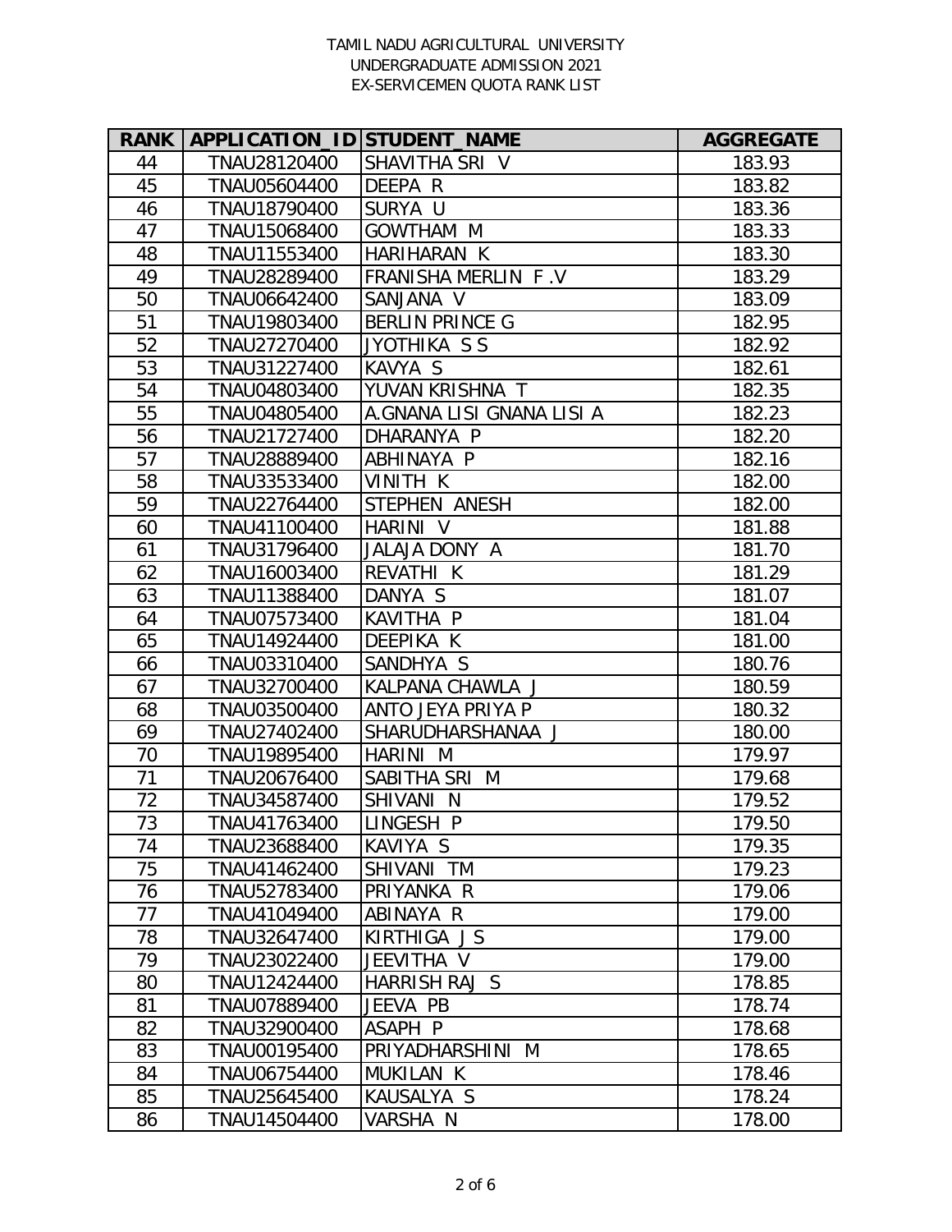TAMIL NADU AGRICULTURAL UNIVERSITY
UNDERGRADUATE ADMISSION 2021
EX-SERVICEMEN QUOTA RANK LIST

| RANK | APPLICATION_ID | STUDENT_NAME | AGGREGATE |
|---|---|---|---|
| 44 | TNAU28120400 | SHAVITHA SRI V | 183.93 |
| 45 | TNAU05604400 | DEEPA R | 183.82 |
| 46 | TNAU18790400 | SURYA U | 183.36 |
| 47 | TNAU15068400 | GOWTHAM M | 183.33 |
| 48 | TNAU11553400 | HARIHARAN K | 183.30 |
| 49 | TNAU28289400 | FRANISHA MERLIN F .V | 183.29 |
| 50 | TNAU06642400 | SANJANA V | 183.09 |
| 51 | TNAU19803400 | BERLIN PRINCE G | 182.95 |
| 52 | TNAU27270400 | JYOTHIKA S S | 182.92 |
| 53 | TNAU31227400 | KAVYA S | 182.61 |
| 54 | TNAU04803400 | YUVAN KRISHNA T | 182.35 |
| 55 | TNAU04805400 | A.GNANA LISI GNANA LISI A | 182.23 |
| 56 | TNAU21727400 | DHARANYA P | 182.20 |
| 57 | TNAU28889400 | ABHINAYA P | 182.16 |
| 58 | TNAU33533400 | VINITH K | 182.00 |
| 59 | TNAU22764400 | STEPHEN ANESH | 182.00 |
| 60 | TNAU41100400 | HARINI V | 181.88 |
| 61 | TNAU31796400 | JALAJA DONY A | 181.70 |
| 62 | TNAU16003400 | REVATHI K | 181.29 |
| 63 | TNAU11388400 | DANYA S | 181.07 |
| 64 | TNAU07573400 | KAVITHA P | 181.04 |
| 65 | TNAU14924400 | DEEPIKA K | 181.00 |
| 66 | TNAU03310400 | SANDHYA S | 180.76 |
| 67 | TNAU32700400 | KALPANA CHAWLA J | 180.59 |
| 68 | TNAU03500400 | ANTO JEYA PRIYA P | 180.32 |
| 69 | TNAU27402400 | SHARUDHARSHANAA J | 180.00 |
| 70 | TNAU19895400 | HARINI M | 179.97 |
| 71 | TNAU20676400 | SABITHA SRI M | 179.68 |
| 72 | TNAU34587400 | SHIVANI N | 179.52 |
| 73 | TNAU41763400 | LINGESH P | 179.50 |
| 74 | TNAU23688400 | KAVIYA S | 179.35 |
| 75 | TNAU41462400 | SHIVANI TM | 179.23 |
| 76 | TNAU52783400 | PRIYANKA R | 179.06 |
| 77 | TNAU41049400 | ABINAYA R | 179.00 |
| 78 | TNAU32647400 | KIRTHIGA J S | 179.00 |
| 79 | TNAU23022400 | JEEVITHA V | 179.00 |
| 80 | TNAU12424400 | HARRISH RAJ S | 178.85 |
| 81 | TNAU07889400 | JEEVA PB | 178.74 |
| 82 | TNAU32900400 | ASAPH P | 178.68 |
| 83 | TNAU00195400 | PRIYADHARSHINI M | 178.65 |
| 84 | TNAU06754400 | MUKILAN K | 178.46 |
| 85 | TNAU25645400 | KAUSALYA S | 178.24 |
| 86 | TNAU14504400 | VARSHA N | 178.00 |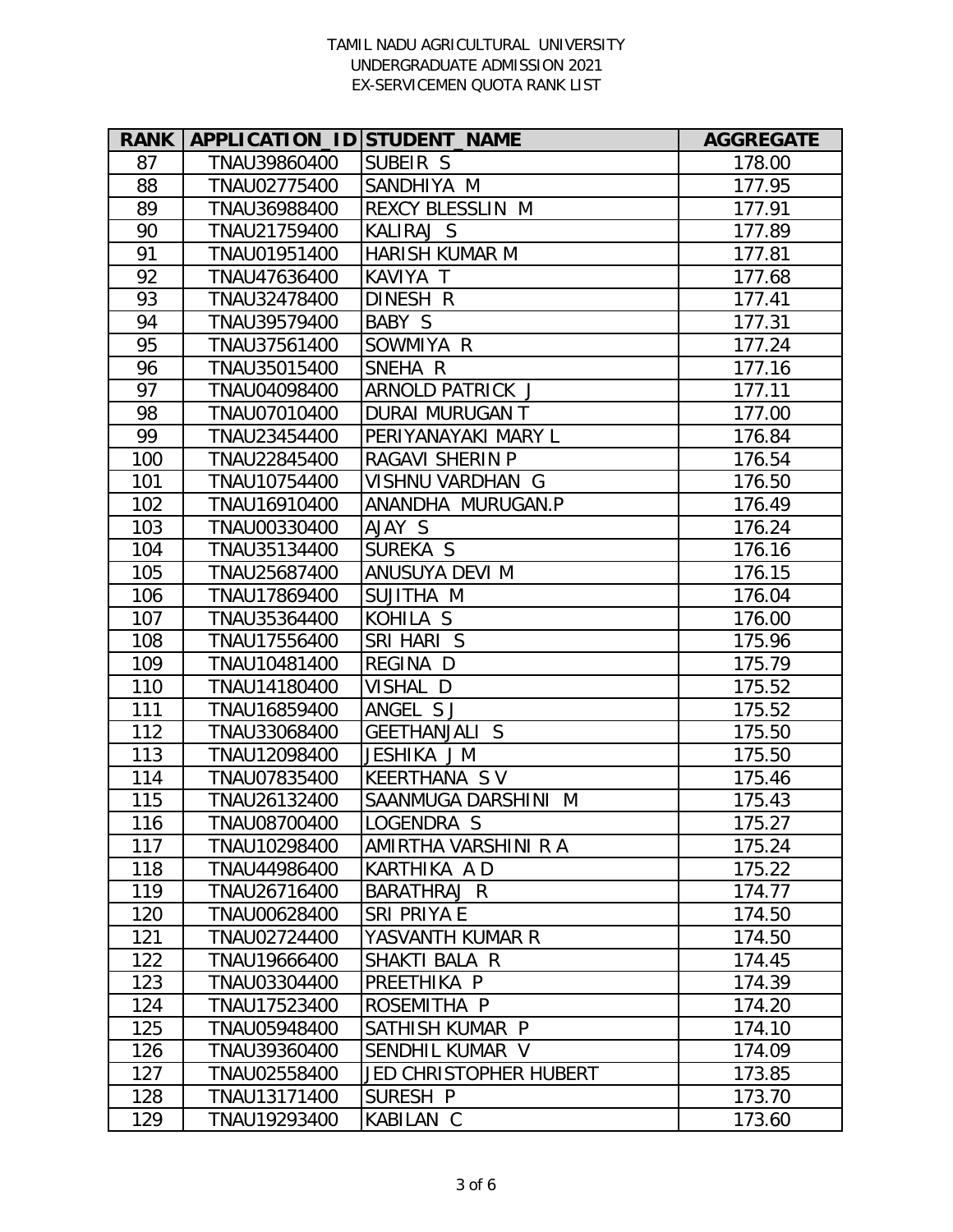TAMIL NADU AGRICULTURAL UNIVERSITY
UNDERGRADUATE ADMISSION 2021
EX-SERVICEMEN QUOTA RANK LIST

| RANK | APPLICATION_ID | STUDENT_NAME | AGGREGATE |
|---|---|---|---|
| 87 | TNAU39860400 | SUBEIR S | 178.00 |
| 88 | TNAU02775400 | SANDHIYA M | 177.95 |
| 89 | TNAU36988400 | REXCY BLESSLIN M | 177.91 |
| 90 | TNAU21759400 | KALIRAJ S | 177.89 |
| 91 | TNAU01951400 | HARISH KUMAR M | 177.81 |
| 92 | TNAU47636400 | KAVIYA T | 177.68 |
| 93 | TNAU32478400 | DINESH R | 177.41 |
| 94 | TNAU39579400 | BABY S | 177.31 |
| 95 | TNAU37561400 | SOWMIYA R | 177.24 |
| 96 | TNAU35015400 | SNEHA R | 177.16 |
| 97 | TNAU04098400 | ARNOLD PATRICK J | 177.11 |
| 98 | TNAU07010400 | DURAI MURUGAN T | 177.00 |
| 99 | TNAU23454400 | PERIYANAYAKI MARY L | 176.84 |
| 100 | TNAU22845400 | RAGAVI SHERIN P | 176.54 |
| 101 | TNAU10754400 | VISHNU VARDHAN G | 176.50 |
| 102 | TNAU16910400 | ANANDHA MURUGAN.P | 176.49 |
| 103 | TNAU00330400 | AJAY S | 176.24 |
| 104 | TNAU35134400 | SUREKA S | 176.16 |
| 105 | TNAU25687400 | ANUSUYA DEVI M | 176.15 |
| 106 | TNAU17869400 | SUJITHA M | 176.04 |
| 107 | TNAU35364400 | KOHILA S | 176.00 |
| 108 | TNAU17556400 | SRI HARI S | 175.96 |
| 109 | TNAU10481400 | REGINA D | 175.79 |
| 110 | TNAU14180400 | VISHAL D | 175.52 |
| 111 | TNAU16859400 | ANGEL S J | 175.52 |
| 112 | TNAU33068400 | GEETHANJALI S | 175.50 |
| 113 | TNAU12098400 | JESHIKA J M | 175.50 |
| 114 | TNAU07835400 | KEERTHANA S V | 175.46 |
| 115 | TNAU26132400 | SAANMUGA DARSHINI M | 175.43 |
| 116 | TNAU08700400 | LOGENDRA S | 175.27 |
| 117 | TNAU10298400 | AMIRTHA VARSHINI R A | 175.24 |
| 118 | TNAU44986400 | KARTHIKA A D | 175.22 |
| 119 | TNAU26716400 | BARATHRAJ R | 174.77 |
| 120 | TNAU00628400 | SRI PRIYA E | 174.50 |
| 121 | TNAU02724400 | YASVANTH KUMAR R | 174.50 |
| 122 | TNAU19666400 | SHAKTI BALA R | 174.45 |
| 123 | TNAU03304400 | PREETHIKA P | 174.39 |
| 124 | TNAU17523400 | ROSEMITHA P | 174.20 |
| 125 | TNAU05948400 | SATHISH KUMAR P | 174.10 |
| 126 | TNAU39360400 | SENDHIL KUMAR V | 174.09 |
| 127 | TNAU02558400 | JED CHRISTOPHER HUBERT | 173.85 |
| 128 | TNAU13171400 | SURESH P | 173.70 |
| 129 | TNAU19293400 | KABILAN C | 173.60 |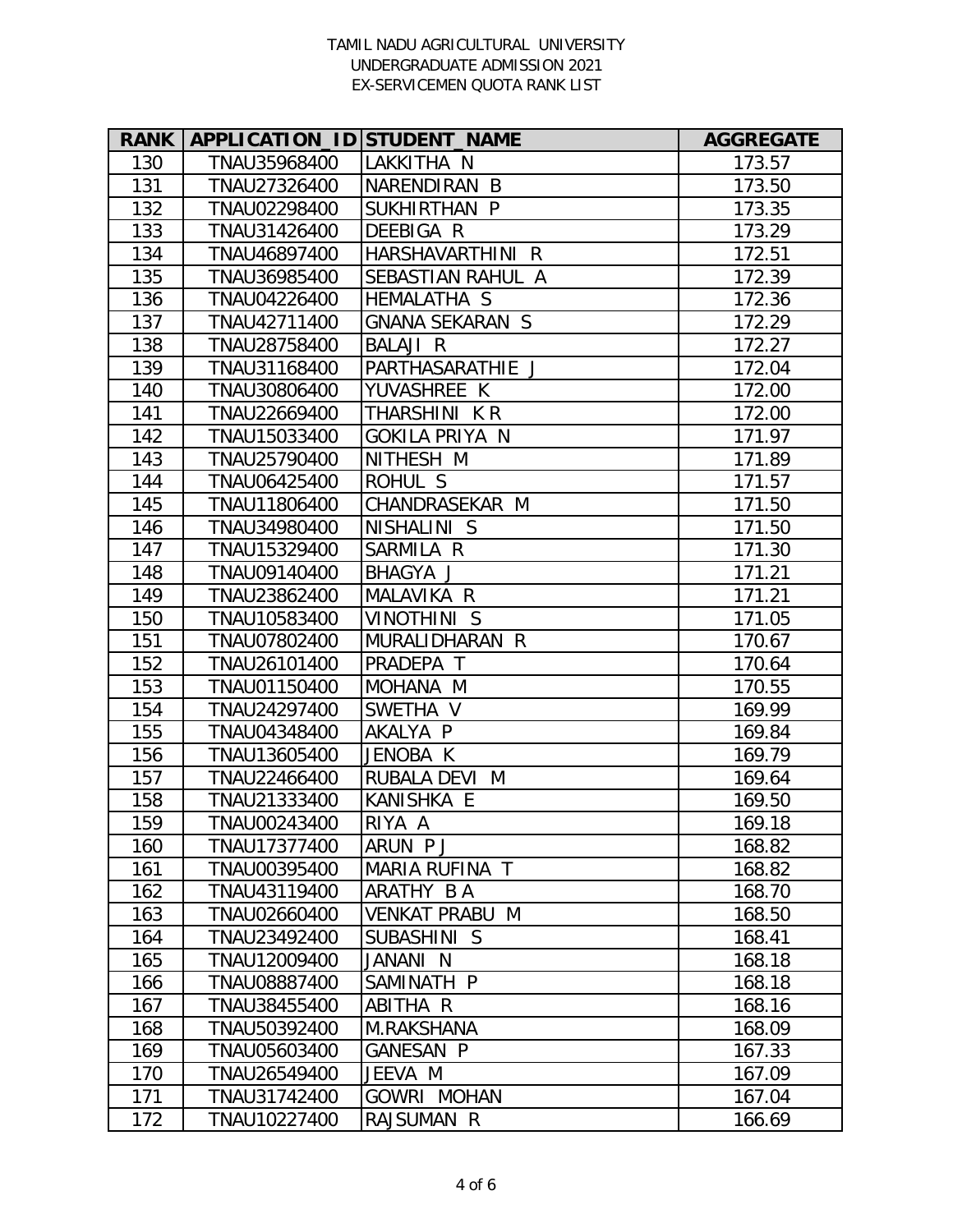TAMIL NADU AGRICULTURAL UNIVERSITY
UNDERGRADUATE ADMISSION 2021
EX-SERVICEMEN QUOTA RANK LIST

| RANK | APPLICATION_ID | STUDENT_NAME | AGGREGATE |
|---|---|---|---|
| 130 | TNAU35968400 | LAKKITHA N | 173.57 |
| 131 | TNAU27326400 | NARENDIRAN B | 173.50 |
| 132 | TNAU02298400 | SUKHIRTHAN P | 173.35 |
| 133 | TNAU31426400 | DEEBIGA R | 173.29 |
| 134 | TNAU46897400 | HARSHAVARTHINI R | 172.51 |
| 135 | TNAU36985400 | SEBASTIAN RAHUL A | 172.39 |
| 136 | TNAU04226400 | HEMALATHA S | 172.36 |
| 137 | TNAU42711400 | GNANA SEKARAN S | 172.29 |
| 138 | TNAU28758400 | BALAJI R | 172.27 |
| 139 | TNAU31168400 | PARTHASARATHIE J | 172.04 |
| 140 | TNAU30806400 | YUVASHREE K | 172.00 |
| 141 | TNAU22669400 | THARSHINI K R | 172.00 |
| 142 | TNAU15033400 | GOKILA PRIYA N | 171.97 |
| 143 | TNAU25790400 | NITHESH M | 171.89 |
| 144 | TNAU06425400 | ROHUL S | 171.57 |
| 145 | TNAU11806400 | CHANDRASEKAR M | 171.50 |
| 146 | TNAU34980400 | NISHALINI S | 171.50 |
| 147 | TNAU15329400 | SARMILA R | 171.30 |
| 148 | TNAU09140400 | BHAGYA J | 171.21 |
| 149 | TNAU23862400 | MALAVIKA R | 171.21 |
| 150 | TNAU10583400 | VINOTHINI S | 171.05 |
| 151 | TNAU07802400 | MURALIDHARAN R | 170.67 |
| 152 | TNAU26101400 | PRADEPA T | 170.64 |
| 153 | TNAU01150400 | MOHANA M | 170.55 |
| 154 | TNAU24297400 | SWETHA V | 169.99 |
| 155 | TNAU04348400 | AKALYA P | 169.84 |
| 156 | TNAU13605400 | JENOBA K | 169.79 |
| 157 | TNAU22466400 | RUBALA DEVI M | 169.64 |
| 158 | TNAU21333400 | KANISHKA E | 169.50 |
| 159 | TNAU00243400 | RIYA A | 169.18 |
| 160 | TNAU17377400 | ARUN P J | 168.82 |
| 161 | TNAU00395400 | MARIA RUFINA T | 168.82 |
| 162 | TNAU43119400 | ARATHY B A | 168.70 |
| 163 | TNAU02660400 | VENKAT PRABU M | 168.50 |
| 164 | TNAU23492400 | SUBASHINI S | 168.41 |
| 165 | TNAU12009400 | JANANI N | 168.18 |
| 166 | TNAU08887400 | SAMINATH P | 168.18 |
| 167 | TNAU38455400 | ABITHA R | 168.16 |
| 168 | TNAU50392400 | M.RAKSHANA | 168.09 |
| 169 | TNAU05603400 | GANESAN P | 167.33 |
| 170 | TNAU26549400 | JEEVA M | 167.09 |
| 171 | TNAU31742400 | GOWRI MOHAN | 167.04 |
| 172 | TNAU10227400 | RAJSUMAN R | 166.69 |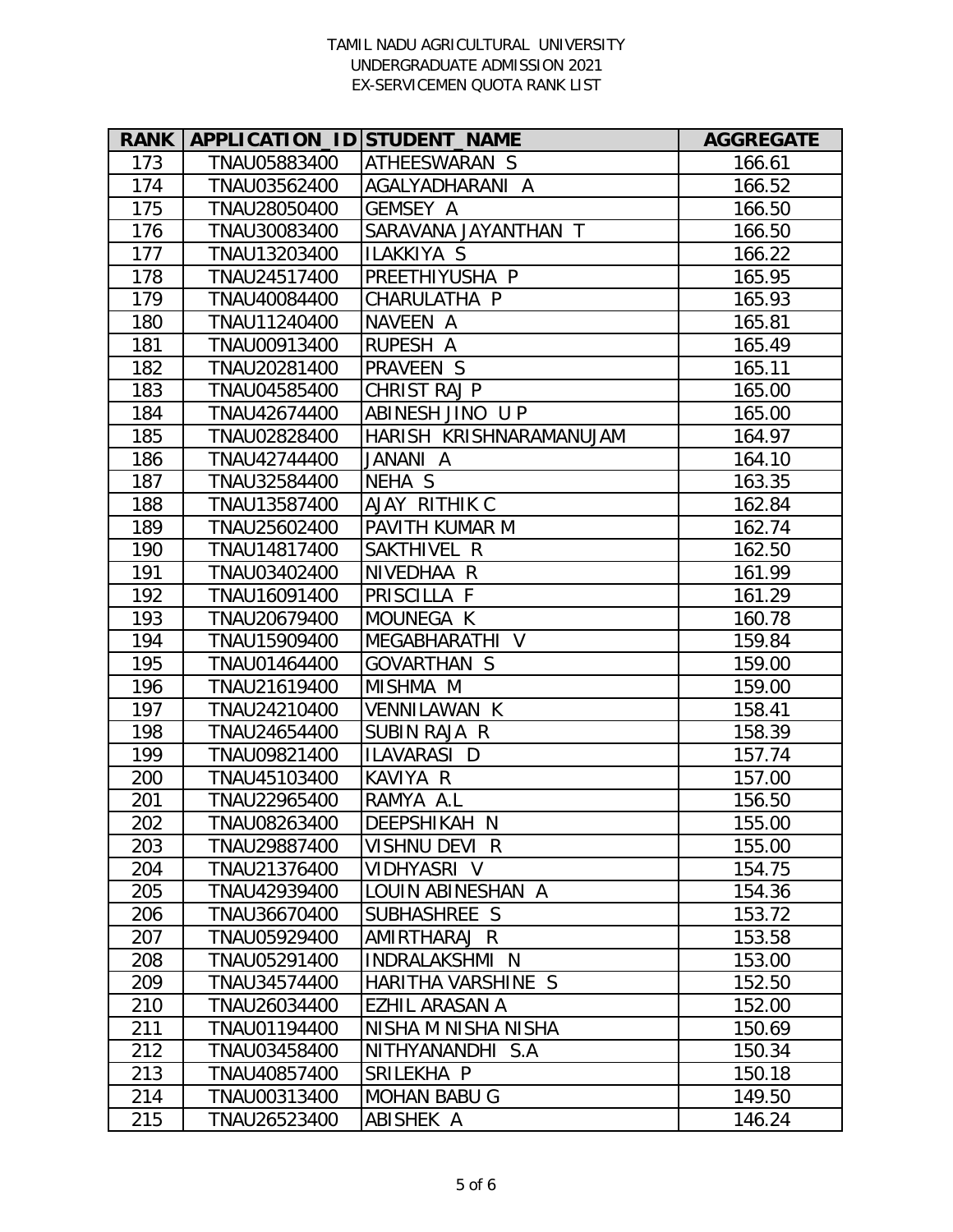TAMIL NADU AGRICULTURAL UNIVERSITY
UNDERGRADUATE ADMISSION 2021
EX-SERVICEMEN QUOTA RANK LIST

| RANK | APPLICATION_ID | STUDENT_NAME | AGGREGATE |
|---|---|---|---|
| 173 | TNAU05883400 | ATHEESWARAN S | 166.61 |
| 174 | TNAU03562400 | AGALYADHARANI A | 166.52 |
| 175 | TNAU28050400 | GEMSEY A | 166.50 |
| 176 | TNAU30083400 | SARAVANA JAYANTHAN T | 166.50 |
| 177 | TNAU13203400 | ILAKKIYA S | 166.22 |
| 178 | TNAU24517400 | PREETHIYUSHA P | 165.95 |
| 179 | TNAU40084400 | CHARULATHA P | 165.93 |
| 180 | TNAU11240400 | NAVEEN A | 165.81 |
| 181 | TNAU00913400 | RUPESH A | 165.49 |
| 182 | TNAU20281400 | PRAVEEN S | 165.11 |
| 183 | TNAU04585400 | CHRIST RAJ P | 165.00 |
| 184 | TNAU42674400 | ABINESH JINO U P | 165.00 |
| 185 | TNAU02828400 | HARISH KRISHNARAMANUJAM | 164.97 |
| 186 | TNAU42744400 | JANANI A | 164.10 |
| 187 | TNAU32584400 | NEHA S | 163.35 |
| 188 | TNAU13587400 | AJAY RITHIK C | 162.84 |
| 189 | TNAU25602400 | PAVITH KUMAR M | 162.74 |
| 190 | TNAU14817400 | SAKTHIVEL R | 162.50 |
| 191 | TNAU03402400 | NIVEDHAA R | 161.99 |
| 192 | TNAU16091400 | PRISCILLA F | 161.29 |
| 193 | TNAU20679400 | MOUNEGA K | 160.78 |
| 194 | TNAU15909400 | MEGABHARATHI V | 159.84 |
| 195 | TNAU01464400 | GOVARTHAN S | 159.00 |
| 196 | TNAU21619400 | MISHMA M | 159.00 |
| 197 | TNAU24210400 | VENNILAWAN K | 158.41 |
| 198 | TNAU24654400 | SUBIN RAJA R | 158.39 |
| 199 | TNAU09821400 | ILAVARASI D | 157.74 |
| 200 | TNAU45103400 | KAVIYA R | 157.00 |
| 201 | TNAU22965400 | RAMYA A.L | 156.50 |
| 202 | TNAU08263400 | DEEPSHIKAH N | 155.00 |
| 203 | TNAU29887400 | VISHNU DEVI R | 155.00 |
| 204 | TNAU21376400 | VIDHYASRI V | 154.75 |
| 205 | TNAU42939400 | LOUIN ABINESHAN A | 154.36 |
| 206 | TNAU36670400 | SUBHASHREE S | 153.72 |
| 207 | TNAU05929400 | AMIRTHARAJ R | 153.58 |
| 208 | TNAU05291400 | INDRALAKSHMI N | 153.00 |
| 209 | TNAU34574400 | HARITHA VARSHINE S | 152.50 |
| 210 | TNAU26034400 | EZHIL ARASAN A | 152.00 |
| 211 | TNAU01194400 | NISHA M NISHA NISHA | 150.69 |
| 212 | TNAU03458400 | NITHYANANDHI S.A | 150.34 |
| 213 | TNAU40857400 | SRILEKHA P | 150.18 |
| 214 | TNAU00313400 | MOHAN BABU G | 149.50 |
| 215 | TNAU26523400 | ABISHEK A | 146.24 |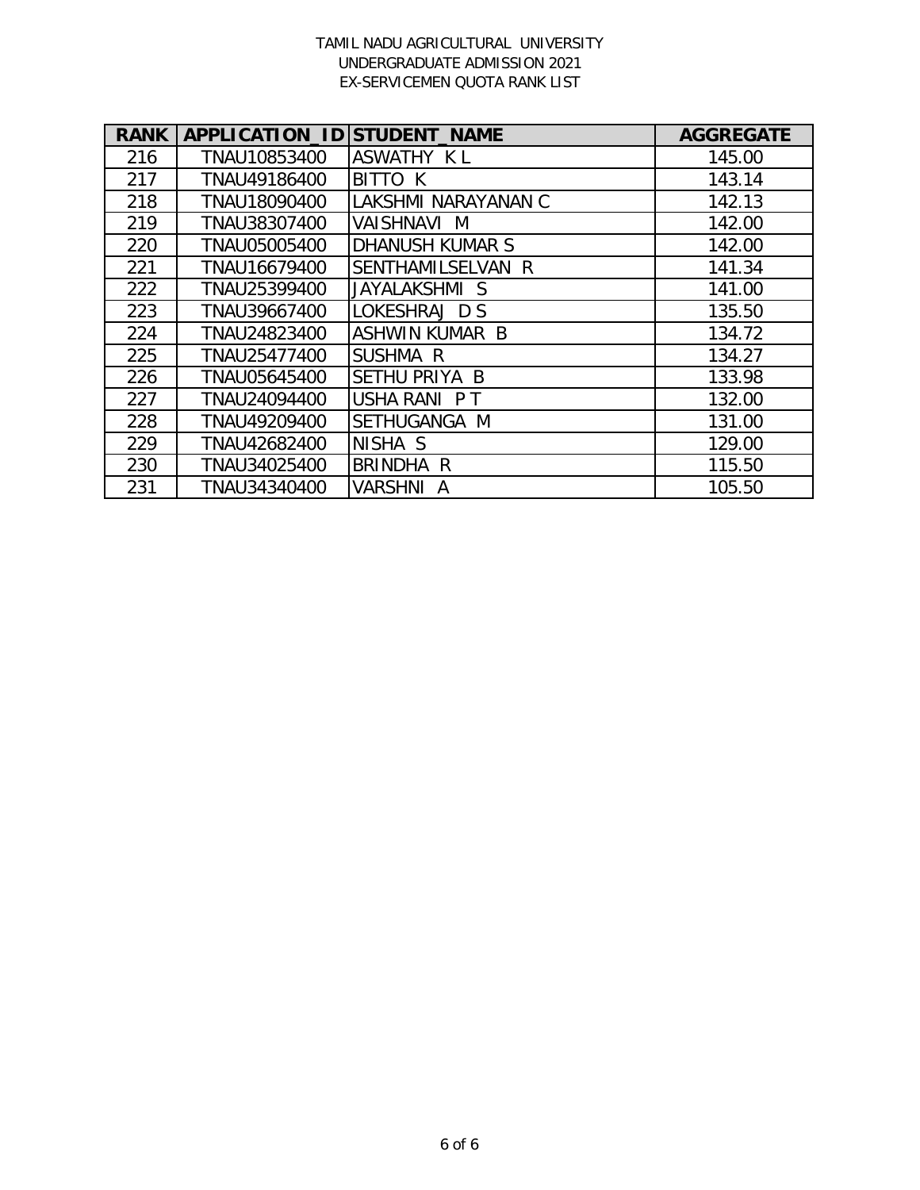TAMIL NADU AGRICULTURAL UNIVERSITY
UNDERGRADUATE ADMISSION 2021
EX-SERVICEMEN QUOTA RANK LIST

| RANK | APPLICATION_ID | STUDENT_NAME | AGGREGATE |
|---|---|---|---|
| 216 | TNAU10853400 | ASWATHY K L | 145.00 |
| 217 | TNAU49186400 | BITTO K | 143.14 |
| 218 | TNAU18090400 | LAKSHMI NARAYANAN C | 142.13 |
| 219 | TNAU38307400 | VAISHNAVI M | 142.00 |
| 220 | TNAU05005400 | DHANUSH KUMAR S | 142.00 |
| 221 | TNAU16679400 | SENTHAMILSELVAN R | 141.34 |
| 222 | TNAU25399400 | JAYALAKSHMI S | 141.00 |
| 223 | TNAU39667400 | LOKESHRAJ D S | 135.50 |
| 224 | TNAU24823400 | ASHWIN KUMAR B | 134.72 |
| 225 | TNAU25477400 | SUSHMA R | 134.27 |
| 226 | TNAU05645400 | SETHU PRIYA B | 133.98 |
| 227 | TNAU24094400 | USHA RANI P T | 132.00 |
| 228 | TNAU49209400 | SETHUGANGA M | 131.00 |
| 229 | TNAU42682400 | NISHA S | 129.00 |
| 230 | TNAU34025400 | BRINDHA R | 115.50 |
| 231 | TNAU34340400 | VARSHNI A | 105.50 |